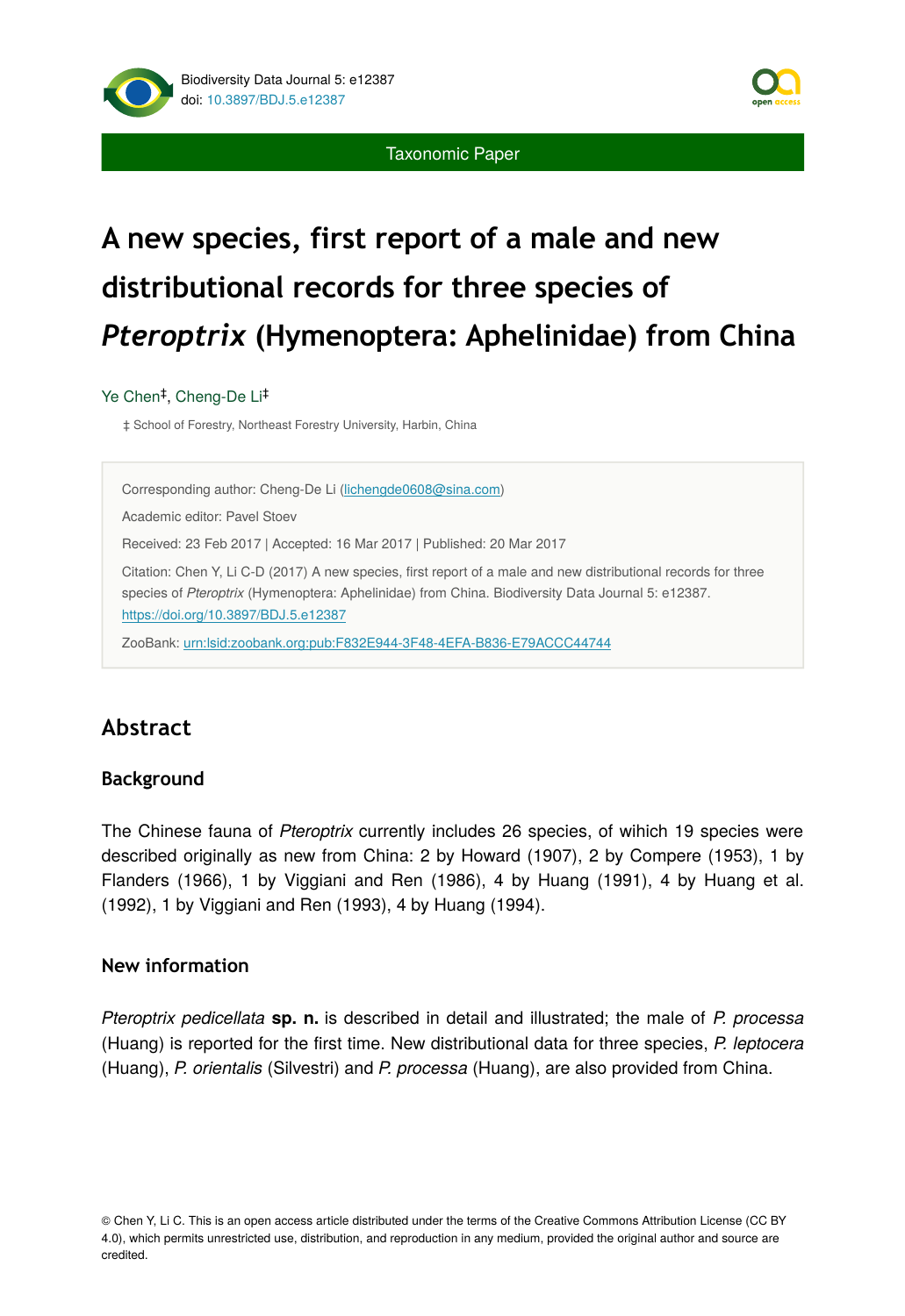Taxonomic Paper

# A new species, first report of a male and new distributional records for three species of *Pteroptrix* (Hymenoptera: Aphelinidae) from China

Ye Chen[‡], Cheng-De Li[‡]

‡ School of Forestry, Northeast Forestry University, Harbin, China

Corresponding author: Cheng-De Li (lichengde0608@sina.com)

Academic editor: Pavel Stoev

Received: 23 Feb 2017 | Accepted: 16 Mar 2017 | Published: 20 Mar 2017

Citation: Chen Y, Li C-D (2017) A new species, first report of a male and new distributional records for three species of *Pteroptrix* (Hymenoptera: Aphelinidae) from China. Biodiversity Data Journal 5: e12387. https://doi.org/10.3897/BDJ.5.e12387

ZooBank: urn:lsid:zoobank.org:pub:F832E944-3F48-4EFA-B836-E79ACCC44744

## Abstract

### Background

The Chinese fauna of *Pteroptrix* currently includes 26 species, of wihich 19 species were described originally as new from China: 2 by Howard (1907), 2 by Compere (1953), 1 by Flanders (1966), 1 by Viggiani and Ren (1986), 4 by Huang (1991), 4 by Huang et al. (1992), 1 by Viggiani and Ren (1993), 4 by Huang (1994).

### New information

*Pteroptrix pedicellata* **sp. n.** is described in detail and illustrated; the male of *P. processa* (Huang) is reported for the first time. New distributional data for three species, *P. leptocera* (Huang), *P. orientalis* (Silvestri) and *P. processa* (Huang), are also provided from China.

© Chen Y, Li C. This is an open access article distributed under the terms of the Creative Commons Attribution License (CC BY 4.0), which permits unrestricted use, distribution, and reproduction in any medium, provided the original author and source are credited.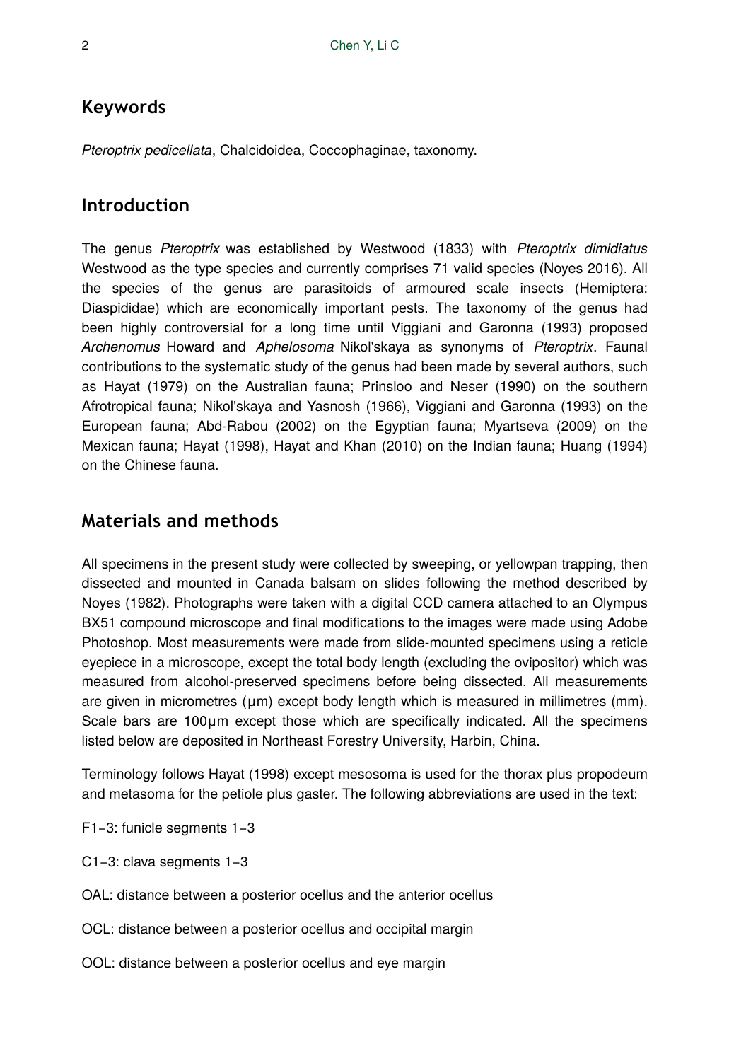## Keywords

*Pteroptrix pedicellata*, Chalcidoidea, Coccophaginae, taxonomy.

## Introduction

The genus *Pteroptrix* was established by Westwood (1833) with *Pteroptrix dimidiatus* Westwood as the type species and currently comprises 71 valid species (Noyes 2016). All the species of the genus are parasitoids of armoured scale insects (Hemiptera: Diaspididae) which are economically important pests. The taxonomy of the genus had been highly controversial for a long time until Viggiani and Garonna (1993) proposed *Archenomus* Howard and *Aphelosoma* Nikol'skaya as synonyms of *Pteroptrix*. Faunal contributions to the systematic study of the genus had been made by several authors, such as Hayat (1979) on the Australian fauna; Prinsloo and Neser (1990) on the southern Afrotropical fauna; Nikol'skaya and Yasnosh (1966), Viggiani and Garonna (1993) on the European fauna; Abd-Rabou (2002) on the Egyptian fauna; Myartseva (2009) on the Mexican fauna; Hayat (1998), Hayat and Khan (2010) on the Indian fauna; Huang (1994) on the Chinese fauna.

## Materials and methods

All specimens in the present study were collected by sweeping, or yellowpan trapping, then dissected and mounted in Canada balsam on slides following the method described by Noyes (1982). Photographs were taken with a digital CCD camera attached to an Olympus BX51 compound microscope and final modifications to the images were made using Adobe Photoshop. Most measurements were made from slide-mounted specimens using a reticle eyepiece in a microscope, except the total body length (excluding the ovipositor) which was measured from alcohol-preserved specimens before being dissected. All measurements are given in micrometres (μm) except body length which is measured in millimetres (mm). Scale bars are 100μm except those which are specifically indicated. All the specimens listed below are deposited in Northeast Forestry University, Harbin, China.

Terminology follows Hayat (1998) except mesosoma is used for the thorax plus propodeum and metasoma for the petiole plus gaster. The following abbreviations are used in the text:

F1−3: funicle segments 1−3

C1−3: clava segments 1−3

OAL: distance between a posterior ocellus and the anterior ocellus

OCL: distance between a posterior ocellus and occipital margin

OOL: distance between a posterior ocellus and eye margin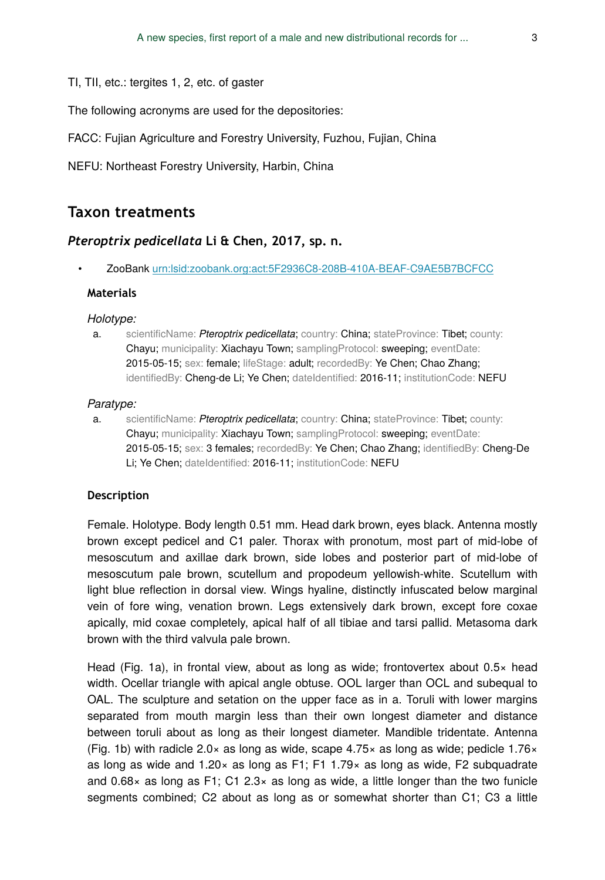TI, TII, etc.: tergites 1, 2, etc. of gaster

The following acronyms are used for the depositories:

FACC: Fujian Agriculture and Forestry University, Fuzhou, Fujian, China

NEFU: Northeast Forestry University, Harbin, China

## Taxon treatments

### *Pteroptrix pedicellata* Li & Chen, 2017, sp. n.

- ZooBank urn:lsid:zoobank.org:act:5F2936C8-208B-410A-BEAF-C9AE5B7BCFCC

#### Materials

*Holotype:*

a. scientificName: *Pteroptrix pedicellata*; country: China; stateProvince: Tibet; county: Chayu; municipality: Xiachayu Town; samplingProtocol: sweeping; eventDate: 2015-05-15; sex: female; lifeStage: adult; recordedBy: Ye Chen; Chao Zhang; identifiedBy: Cheng-de Li; Ye Chen; dateIdentified: 2016-11; institutionCode: NEFU

*Paratype:*

a. scientificName: *Pteroptrix pedicellata*; country: China; stateProvince: Tibet; county: Chayu; municipality: Xiachayu Town; samplingProtocol: sweeping; eventDate: 2015-05-15; sex: 3 females; recordedBy: Ye Chen; Chao Zhang; identifiedBy: Cheng-De Li; Ye Chen; dateIdentified: 2016-11; institutionCode: NEFU

#### Description

Female. Holotype. Body length 0.51 mm. Head dark brown, eyes black. Antenna mostly brown except pedicel and C1 paler. Thorax with pronotum, most part of mid-lobe of mesoscutum and axillae dark brown, side lobes and posterior part of mid-lobe of mesoscutum pale brown, scutellum and propodeum yellowish-white. Scutellum with light blue reflection in dorsal view. Wings hyaline, distinctly infuscated below marginal vein of fore wing, venation brown. Legs extensively dark brown, except fore coxae apically, mid coxae completely, apical half of all tibiae and tarsi pallid. Metasoma dark brown with the third valvula pale brown.

Head (Fig. 1a), in frontal view, about as long as wide; frontovertex about 0.5× head width. Ocellar triangle with apical angle obtuse. OOL larger than OCL and subequal to OAL. The sculpture and setation on the upper face as in a. Toruli with lower margins separated from mouth margin less than their own longest diameter and distance between toruli about as long as their longest diameter. Mandible tridentate. Antenna (Fig. 1b) with radicle 2.0× as long as wide, scape 4.75× as long as wide; pedicle 1.76× as long as wide and 1.20× as long as F1; F1 1.79× as long as wide, F2 subquadrate and 0.68× as long as F1; C1 2.3× as long as wide, a little longer than the two funicle segments combined; C2 about as long as or somewhat shorter than C1; C3 a little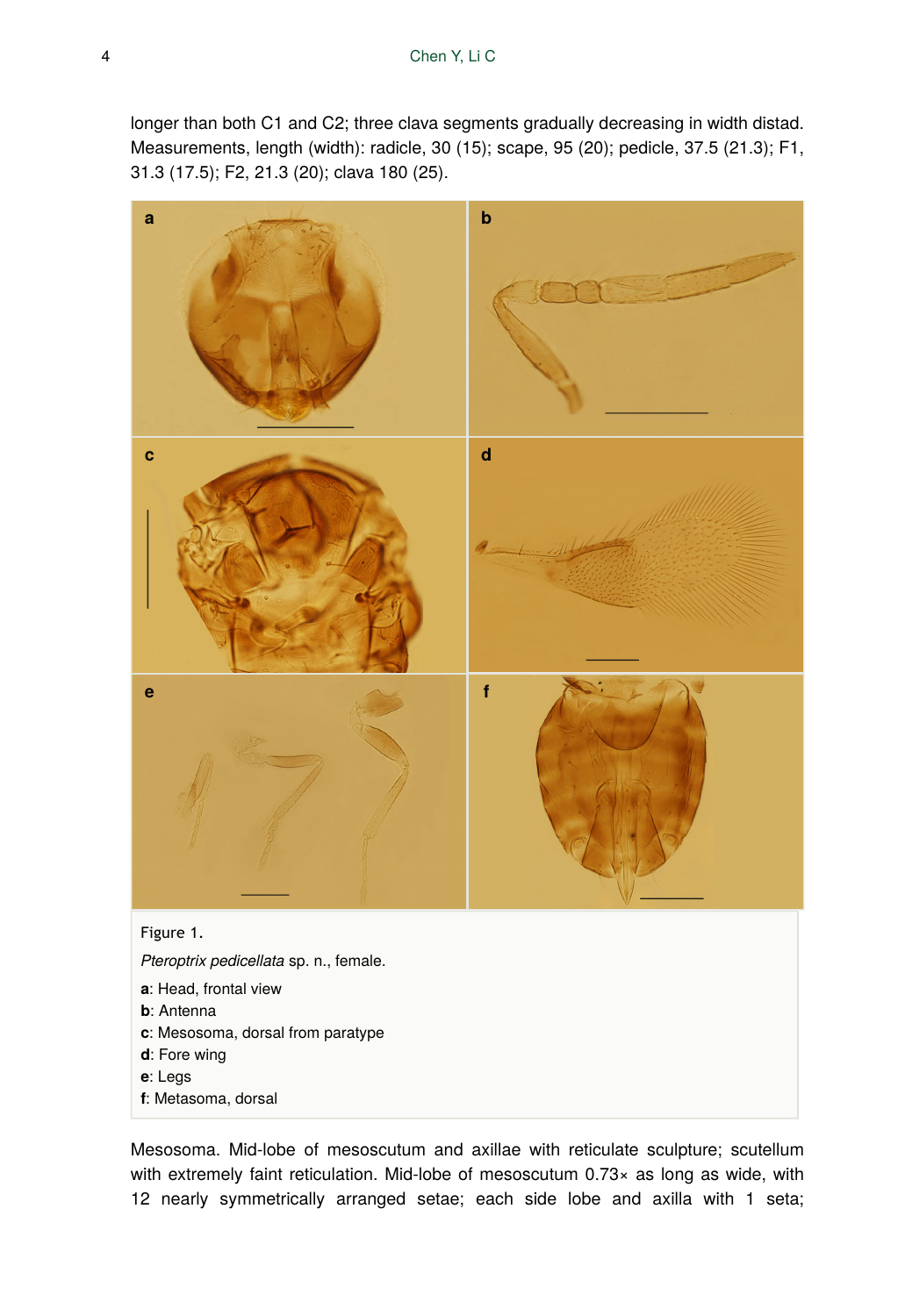longer than both C1 and C2; three clava segments gradually decreasing in width distad. Measurements, length (width): radicle, 30 (15); scape, 95 (20); pedicle, 37.5 (21.3); F1, 31.3 (17.5); F2, 21.3 (20); clava 180 (25).

Figure 1.

*Pteroptrix pedicellata* sp. n., female.

**a**: Head, frontal view

**b**: Antenna

**c**: Mesosoma, dorsal from paratype

**d**: Fore wing

**e**: Legs

**f**: Metasoma, dorsal

Mesosoma. Mid-lobe of mesoscutum and axillae with reticulate sculpture; scutellum with extremely faint reticulation. Mid-lobe of mesoscutum 0.73× as long as wide, with 12 nearly symmetrically arranged setae; each side lobe and axilla with 1 seta;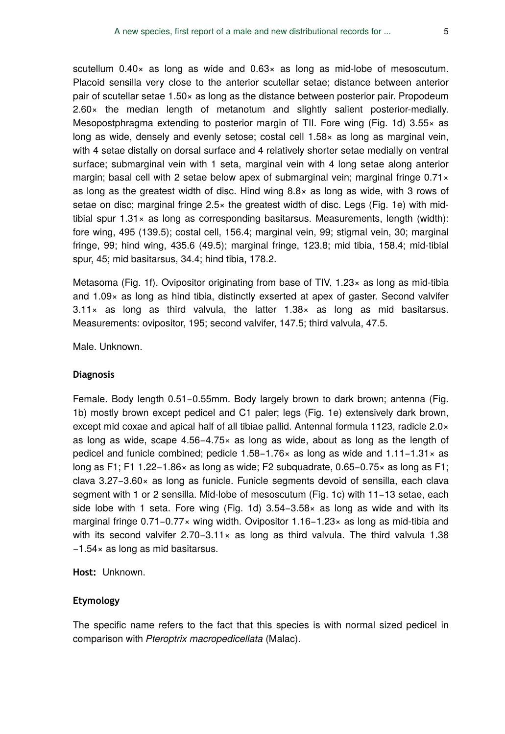scutellum 0.40× as long as wide and 0.63× as long as mid-lobe of mesoscutum. Placoid sensilla very close to the anterior scutellar setae; distance between anterior pair of scutellar setae 1.50× as long as the distance between posterior pair. Propodeum 2.60× the median length of metanotum and slightly salient posterior-medially. Mesopostphragma extending to posterior margin of TII. Fore wing (Fig. 1d) 3.55× as long as wide, densely and evenly setose; costal cell 1.58× as long as marginal vein, with 4 setae distally on dorsal surface and 4 relatively shorter setae medially on ventral surface; submarginal vein with 1 seta, marginal vein with 4 long setae along anterior margin; basal cell with 2 setae below apex of submarginal vein; marginal fringe 0.71× as long as the greatest width of disc. Hind wing 8.8× as long as wide, with 3 rows of setae on disc; marginal fringe 2.5× the greatest width of disc. Legs (Fig. 1e) with mid-tibial spur 1.31× as long as corresponding basitarsus. Measurements, length (width): fore wing, 495 (139.5); costal cell, 156.4; marginal vein, 99; stigmal vein, 30; marginal fringe, 99; hind wing, 435.6 (49.5); marginal fringe, 123.8; mid tibia, 158.4; mid-tibial spur, 45; mid basitarsus, 34.4; hind tibia, 178.2.

Metasoma (Fig. 1f). Ovipositor originating from base of TIV, 1.23× as long as mid-tibia and 1.09× as long as hind tibia, distinctly exserted at apex of gaster. Second valvifer 3.11× as long as third valvula, the latter 1.38× as long as mid basitarsus. Measurements: ovipositor, 195; second valvifer, 147.5; third valvula, 47.5.

Male. Unknown.

#### Diagnosis

Female. Body length 0.51–0.55mm. Body largely brown to dark brown; antenna (Fig. 1b) mostly brown except pedicel and C1 paler; legs (Fig. 1e) extensively dark brown, except mid coxae and apical half of all tibiae pallid. Antennal formula 1123, radicle 2.0× as long as wide, scape 4.56–4.75× as long as wide, about as long as the length of pedicel and funicle combined; pedicle 1.58–1.76× as long as wide and 1.11–1.31× as long as F1; F1 1.22–1.86× as long as wide; F2 subquadrate, 0.65–0.75× as long as F1; clava 3.27–3.60× as long as funicle. Funicle segments devoid of sensilla, each clava segment with 1 or 2 sensilla. Mid-lobe of mesoscutum (Fig. 1c) with 11–13 setae, each side lobe with 1 seta. Fore wing (Fig. 1d) 3.54–3.58× as long as wide and with its marginal fringe 0.71–0.77× wing width. Ovipositor 1.16–1.23× as long as mid-tibia and with its second valvifer 2.70–3.11× as long as third valvula. The third valvula 1.38 –1.54× as long as mid basitarsus.

**Host:** Unknown.

#### Etymology

The specific name refers to the fact that this species is with normal sized pedicel in comparison with *Pteroptrix macropedicellata* (Malac).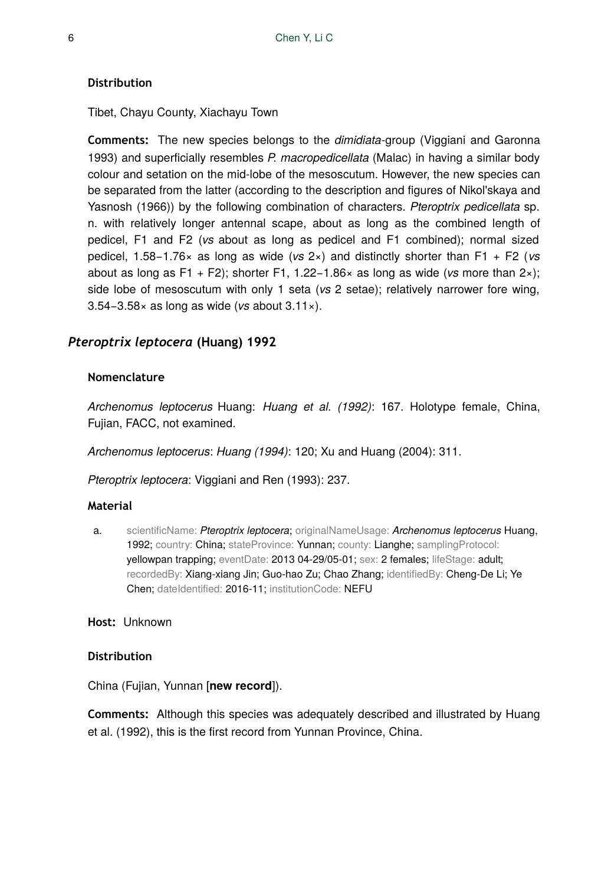#### Distribution

Tibet, Chayu County, Xiachayu Town

**Comments:** The new species belongs to the *dimidiata*-group (Viggiani and Garonna 1993) and superficially resembles *P. macropedicellata* (Malac) in having a similar body colour and setation on the mid-lobe of the mesoscutum. However, the new species can be separated from the latter (according to the description and figures of Nikol'skaya and Yasnosh (1966)) by the following combination of characters. *Pteroptrix pedicellata* sp. n. with relatively longer antennal scape, about as long as the combined length of pedicel, F1 and F2 (*vs* about as long as pedicel and F1 combined); normal sized pedicel, 1.58–1.76× as long as wide (*vs* 2×) and distinctly shorter than F1 + F2 (*vs* about as long as F1 + F2); shorter F1, 1.22–1.86× as long as wide (*vs* more than 2×); side lobe of mesoscutum with only 1 seta (*vs* 2 setae); relatively narrower fore wing, 3.54–3.58× as long as wide (*vs* about 3.11×).

### *Pteroptrix leptocera* (Huang) 1992

#### Nomenclature

*Archenomus leptocerus* Huang: *Huang et al. (1992)*: 167. Holotype female, China, Fujian, FACC, not examined.

*Archenomus leptocerus*: *Huang (1994)*: 120; Xu and Huang (2004): 311.

*Pteroptrix leptocera*: Viggiani and Ren (1993): 237.

#### Material

a. scientificName: *Pteroptrix leptocera*; originalNameUsage: *Archenomus leptocerus* Huang, 1992; country: China; stateProvince: Yunnan; county: Lianghe; samplingProtocol: yellowpan trapping; eventDate: 2013 04-29/05-01; sex: 2 females; lifeStage: adult; recordedBy: Xiang-xiang Jin; Guo-hao Zu; Chao Zhang; identifiedBy: Cheng-De Li; Ye Chen; dateIdentified: 2016-11; institutionCode: NEFU

**Host:** Unknown

#### Distribution

China (Fujian, Yunnan [**new record**]).

**Comments:** Although this species was adequately described and illustrated by Huang et al. (1992), this is the first record from Yunnan Province, China.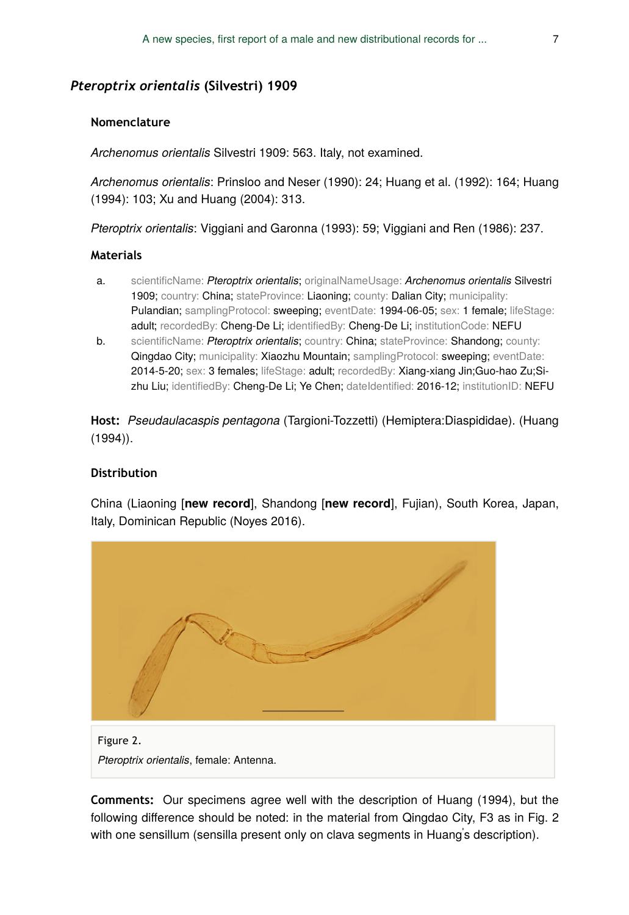## *Pteroptrix orientalis* (Silvestri) 1909

### Nomenclature

*Archenomus orientalis* Silvestri 1909: 563. Italy, not examined.

*Archenomus orientalis*: Prinsloo and Neser (1990): 24; Huang et al. (1992): 164; Huang (1994): 103; Xu and Huang (2004): 313.

*Pteroptrix orientalis*: Viggiani and Garonna (1993): 59; Viggiani and Ren (1986): 237.

### Materials

a. scientificName: *Pteroptrix orientalis*; originalNameUsage: *Archenomus orientalis* Silvestri 1909; country: China; stateProvince: Liaoning; county: Dalian City; municipality: Pulandian; samplingProtocol: sweeping; eventDate: 1994-06-05; sex: 1 female; lifeStage: adult; recordedBy: Cheng-De Li; identifiedBy: Cheng-De Li; institutionCode: NEFU

b. scientificName: *Pteroptrix orientalis*; country: China; stateProvince: Shandong; county: Qingdao City; municipality: Xiaozhu Mountain; samplingProtocol: sweeping; eventDate: 2014-5-20; sex: 3 females; lifeStage: adult; recordedBy: Xiang-xiang Jin;Guo-hao Zu;Si-zhu Liu; identifiedBy: Cheng-De Li; Ye Chen; dateIdentified: 2016-12; institutionID: NEFU

**Host:** *Pseudaulacaspis pentagona* (Targioni-Tozzetti) (Hemiptera:Diaspididae). (Huang (1994)).

### Distribution

China (Liaoning [**new record**], Shandong [**new record**], Fujian), South Korea, Japan, Italy, Dominican Republic (Noyes 2016).

Figure 2.

*Pteroptrix orientalis*, female: Antenna.

**Comments:** Our specimens agree well with the description of Huang (1994), but the following difference should be noted: in the material from Qingdao City, F3 as in Fig. 2 with one sensillum (sensilla present only on clava segments in Huang's description).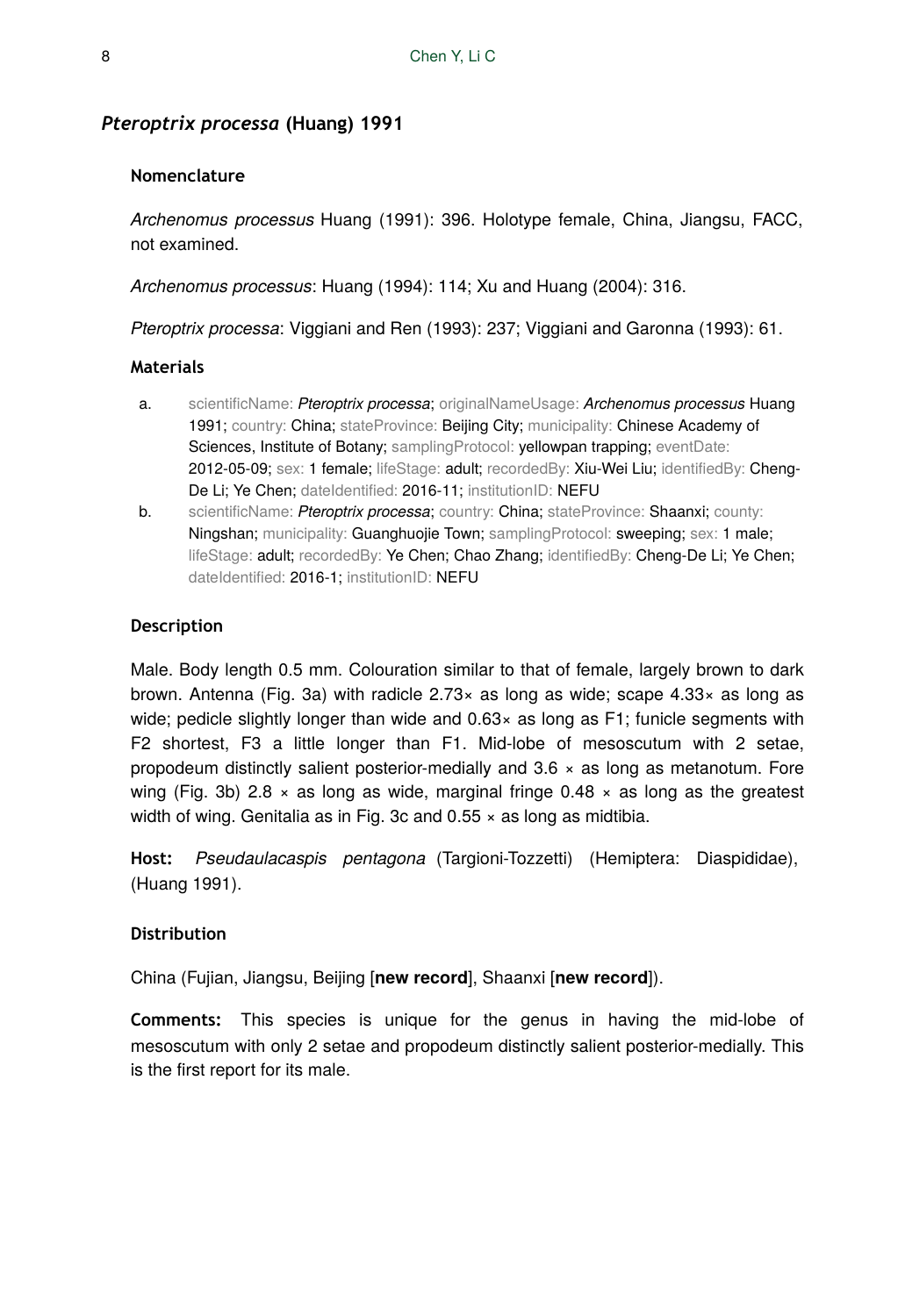## *Pteroptrix processa* (Huang) 1991

### Nomenclature

*Archenomus processus* Huang (1991): 396. Holotype female, China, Jiangsu, FACC, not examined.

*Archenomus processus*: Huang (1994): 114; Xu and Huang (2004): 316.

*Pteroptrix processa*: Viggiani and Ren (1993): 237; Viggiani and Garonna (1993): 61.

### Materials

a. scientificName: *Pteroptrix processa*; originalNameUsage: *Archenomus processus* Huang 1991; country: China; stateProvince: Beijing City; municipality: Chinese Academy of Sciences, Institute of Botany; samplingProtocol: yellowpan trapping; eventDate: 2012-05-09; sex: 1 female; lifeStage: adult; recordedBy: Xiu-Wei Liu; identifiedBy: Cheng-De Li; Ye Chen; dateIdentified: 2016-11; institutionID: NEFU
b. scientificName: *Pteroptrix processa*; country: China; stateProvince: Shaanxi; county: Ningshan; municipality: Guanghuojie Town; samplingProtocol: sweeping; sex: 1 male; lifeStage: adult; recordedBy: Ye Chen; Chao Zhang; identifiedBy: Cheng-De Li; Ye Chen; dateIdentified: 2016-1; institutionID: NEFU

### Description

Male. Body length 0.5 mm. Colouration similar to that of female, largely brown to dark brown. Antenna (Fig. 3a) with radicle 2.73× as long as wide; scape 4.33× as long as wide; pedicle slightly longer than wide and 0.63× as long as F1; funicle segments with F2 shortest, F3 a little longer than F1. Mid-lobe of mesoscutum with 2 setae, propodeum distinctly salient posterior-medially and 3.6 × as long as metanotum. Fore wing (Fig. 3b) 2.8 × as long as wide, marginal fringe 0.48 × as long as the greatest width of wing. Genitalia as in Fig. 3c and 0.55 × as long as midtibia.

**Host:** *Pseudaulacaspis pentagona* (Targioni-Tozzetti) (Hemiptera: Diaspididae), (Huang 1991).

### Distribution

China (Fujian, Jiangsu, Beijing [**new record**], Shaanxi [**new record**]).

**Comments:** This species is unique for the genus in having the mid-lobe of mesoscutum with only 2 setae and propodeum distinctly salient posterior-medially. This is the first report for its male.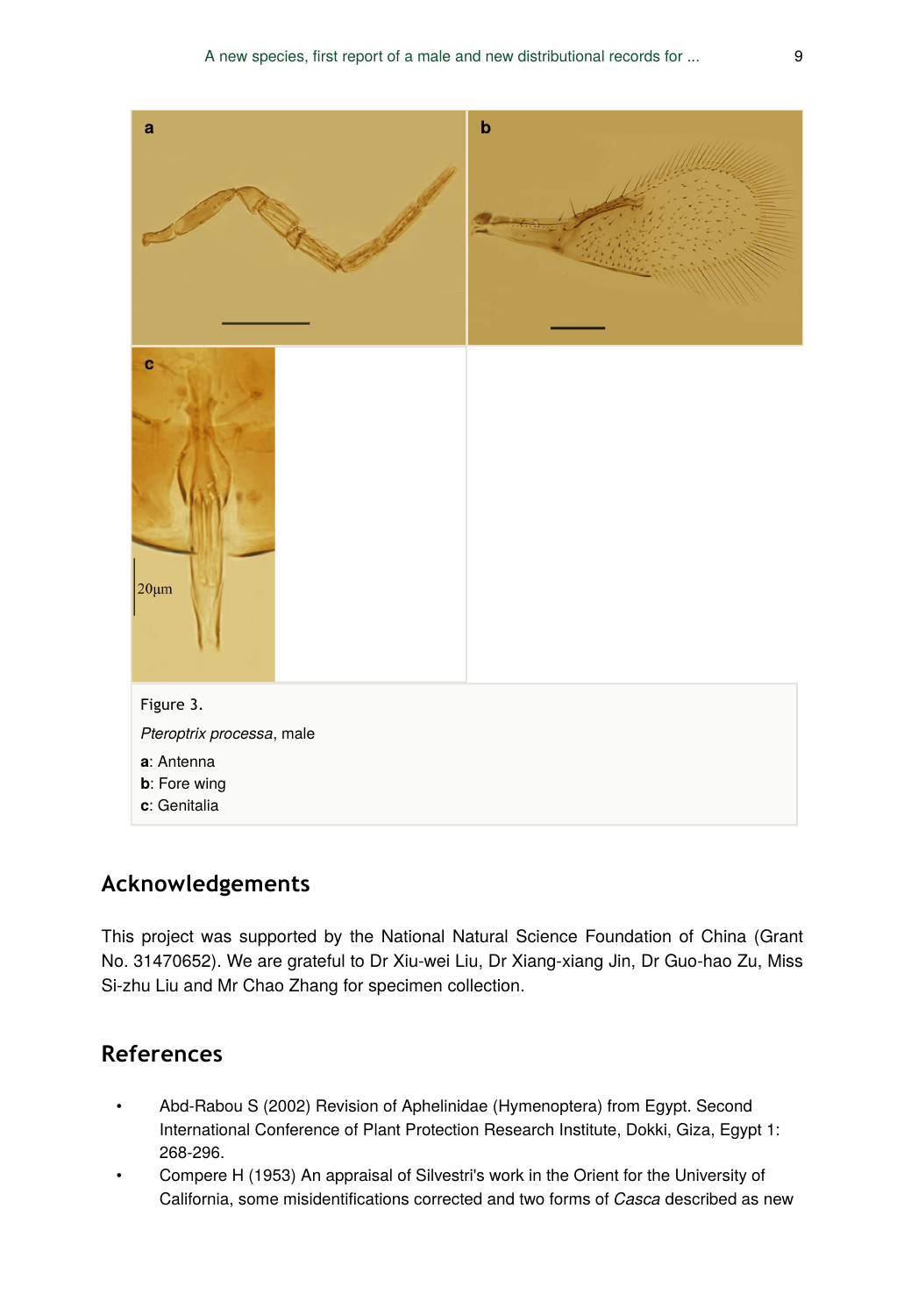Figure 3.

*Pteroptrix processa*, male

**a**: Antenna

**b**: Fore wing

**c**: Genitalia

## Acknowledgements

This project was supported by the National Natural Science Foundation of China (Grant No. 31470652). We are grateful to Dr Xiu-wei Liu, Dr Xiang-xiang Jin, Dr Guo-hao Zu, Miss Si-zhu Liu and Mr Chao Zhang for specimen collection.

## References

- Abd-Rabou S (2002) Revision of Aphelinidae (Hymenoptera) from Egypt. Second International Conference of Plant Protection Research Institute, Dokki, Giza, Egypt 1: 268-296.
- Compere H (1953) An appraisal of Silvestri's work in the Orient for the University of California, some misidentifications corrected and two forms of *Casca* described as new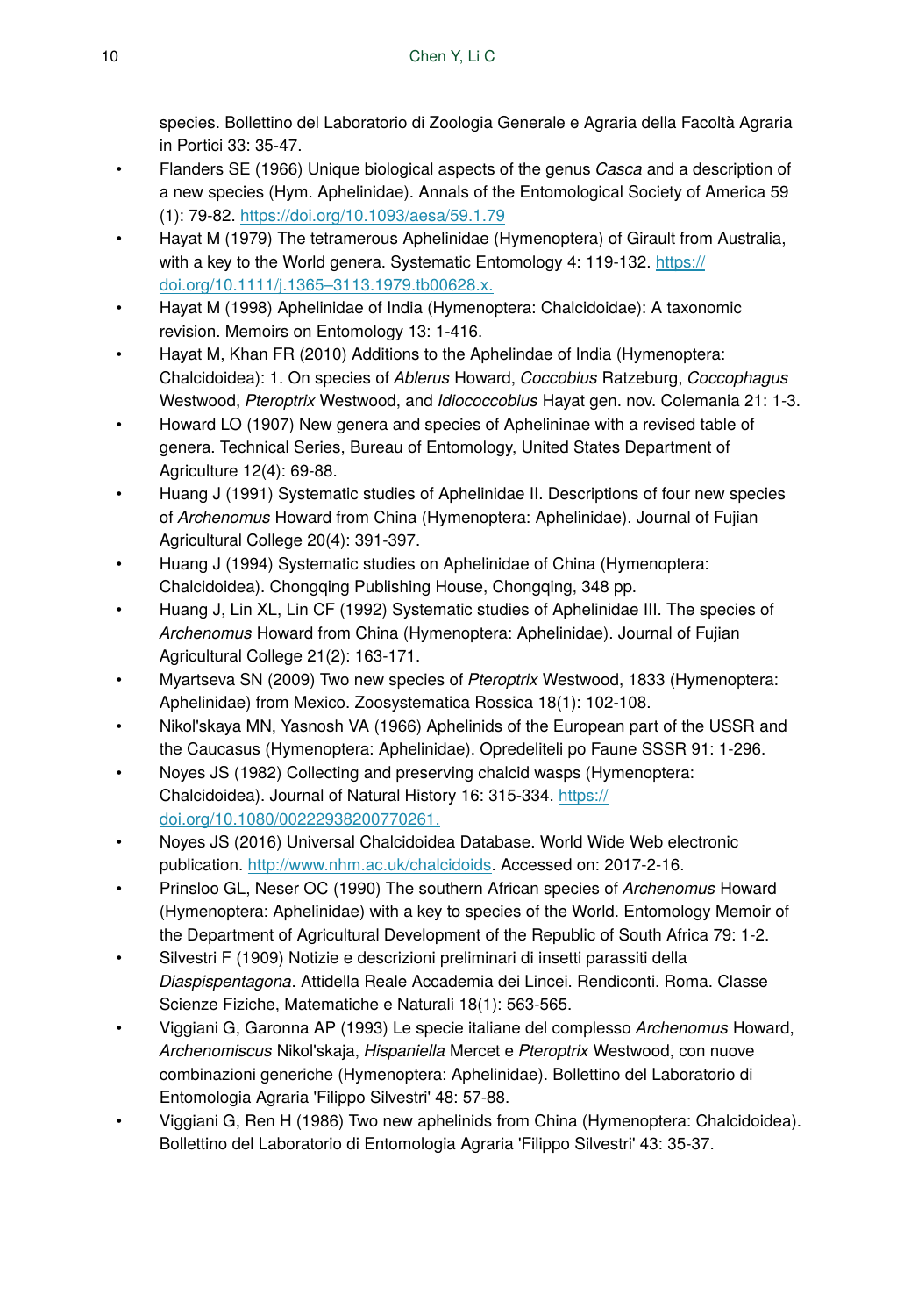species. Bollettino del Laboratorio di Zoologia Generale e Agraria della Facoltà Agraria in Portici 33: 35-47.

- Flanders SE (1966) Unique biological aspects of the genus *Casca* and a description of a new species (Hym. Aphelinidae). Annals of the Entomological Society of America 59 (1): 79-82. https://doi.org/10.1093/aesa/59.1.79
- Hayat M (1979) The tetramerous Aphelinidae (Hymenoptera) of Girault from Australia, with a key to the World genera. Systematic Entomology 4: 119-132. https://doi.org/10.1111/j.1365–3113.1979.tb00628.x.
- Hayat M (1998) Aphelinidae of India (Hymenoptera: Chalcidoidae): A taxonomic revision. Memoirs on Entomology 13: 1-416.
- Hayat M, Khan FR (2010) Additions to the Aphelindae of India (Hymenoptera: Chalcidoidea): 1. On species of *Ablerus* Howard, *Coccobius* Ratzeburg, *Coccophagus* Westwood, *Pteroptrix* Westwood, and *Idiococcobius* Hayat gen. nov. Colemania 21: 1-3.
- Howard LO (1907) New genera and species of Aphelininae with a revised table of genera. Technical Series, Bureau of Entomology, United States Department of Agriculture 12(4): 69-88.
- Huang J (1991) Systematic studies of Aphelinidae II. Descriptions of four new species of *Archenomus* Howard from China (Hymenoptera: Aphelinidae). Journal of Fujian Agricultural College 20(4): 391-397.
- Huang J (1994) Systematic studies on Aphelinidae of China (Hymenoptera: Chalcidoidea). Chongqing Publishing House, Chongqing, 348 pp.
- Huang J, Lin XL, Lin CF (1992) Systematic studies of Aphelinidae III. The species of *Archenomus* Howard from China (Hymenoptera: Aphelinidae). Journal of Fujian Agricultural College 21(2): 163-171.
- Myartseva SN (2009) Two new species of *Pteroptrix* Westwood, 1833 (Hymenoptera: Aphelinidae) from Mexico. Zoosystematica Rossica 18(1): 102-108.
- Nikol'skaya MN, Yasnosh VA (1966) Aphelinids of the European part of the USSR and the Caucasus (Hymenoptera: Aphelinidae). Opredeliteli po Faune SSSR 91: 1-296.
- Noyes JS (1982) Collecting and preserving chalcid wasps (Hymenoptera: Chalcidoidea). Journal of Natural History 16: 315-334. https://doi.org/10.1080/00222938200770261.
- Noyes JS (2016) Universal Chalcidoidea Database. World Wide Web electronic publication. http://www.nhm.ac.uk/chalcidoids. Accessed on: 2017-2-16.
- Prinsloo GL, Neser OC (1990) The southern African species of *Archenomus* Howard (Hymenoptera: Aphelinidae) with a key to species of the World. Entomology Memoir of the Department of Agricultural Development of the Republic of South Africa 79: 1-2.
- Silvestri F (1909) Notizie e descrizioni preliminari di insetti parassiti della *Diaspispentagona*. Attidella Reale Accademia dei Lincei. Rendiconti. Roma. Classe Scienze Fiziche, Matematiche e Naturali 18(1): 563-565.
- Viggiani G, Garonna AP (1993) Le specie italiane del complesso *Archenomus* Howard, *Archenomiscus* Nikol'skaja, *Hispaniella* Mercet e *Pteroptrix* Westwood, con nuove combinazioni generiche (Hymenoptera: Aphelinidae). Bollettino del Laboratorio di Entomologia Agraria 'Filippo Silvestri' 48: 57-88.
- Viggiani G, Ren H (1986) Two new aphelinids from China (Hymenoptera: Chalcidoidea). Bollettino del Laboratorio di Entomologia Agraria 'Filippo Silvestri' 43: 35-37.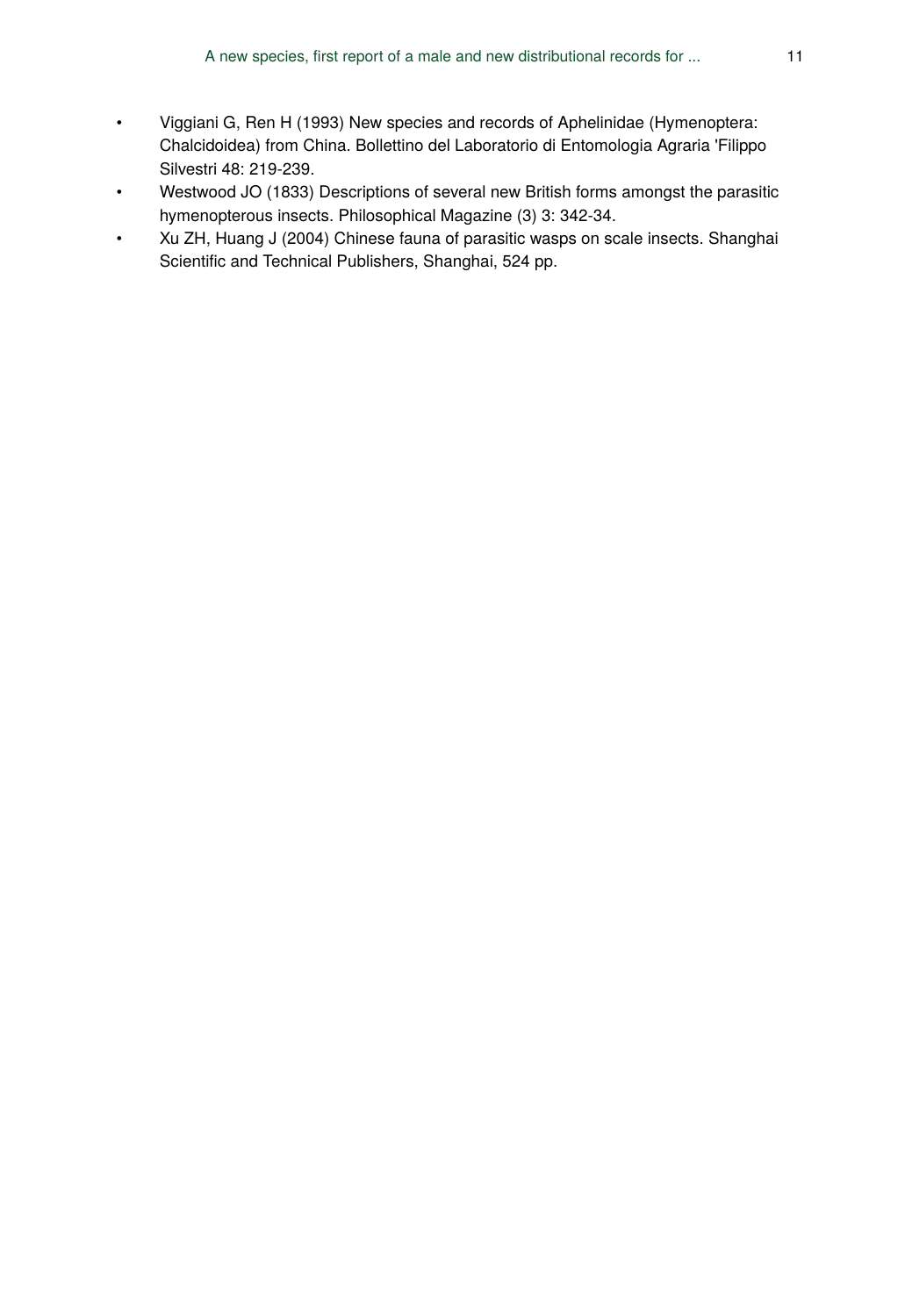- Viggiani G, Ren H (1993) New species and records of Aphelinidae (Hymenoptera: Chalcidoidea) from China. Bollettino del Laboratorio di Entomologia Agraria 'Filippo Silvestri 48: 219-239.
- Westwood JO (1833) Descriptions of several new British forms amongst the parasitic hymenopterous insects. Philosophical Magazine (3) 3: 342-34.
- Xu ZH, Huang J (2004) Chinese fauna of parasitic wasps on scale insects. Shanghai Scientific and Technical Publishers, Shanghai, 524 pp.